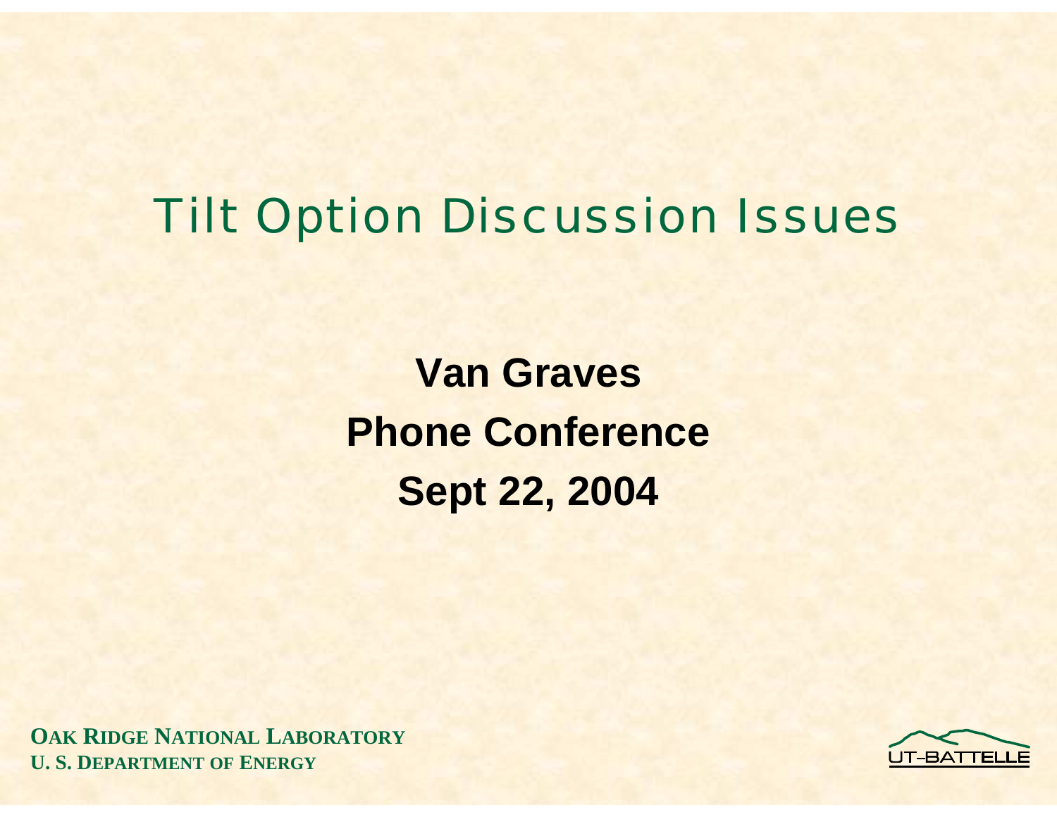# Tilt Option Discussion Issues

**Van Graves**

**Phone Conference**

**Sept 22, 2004**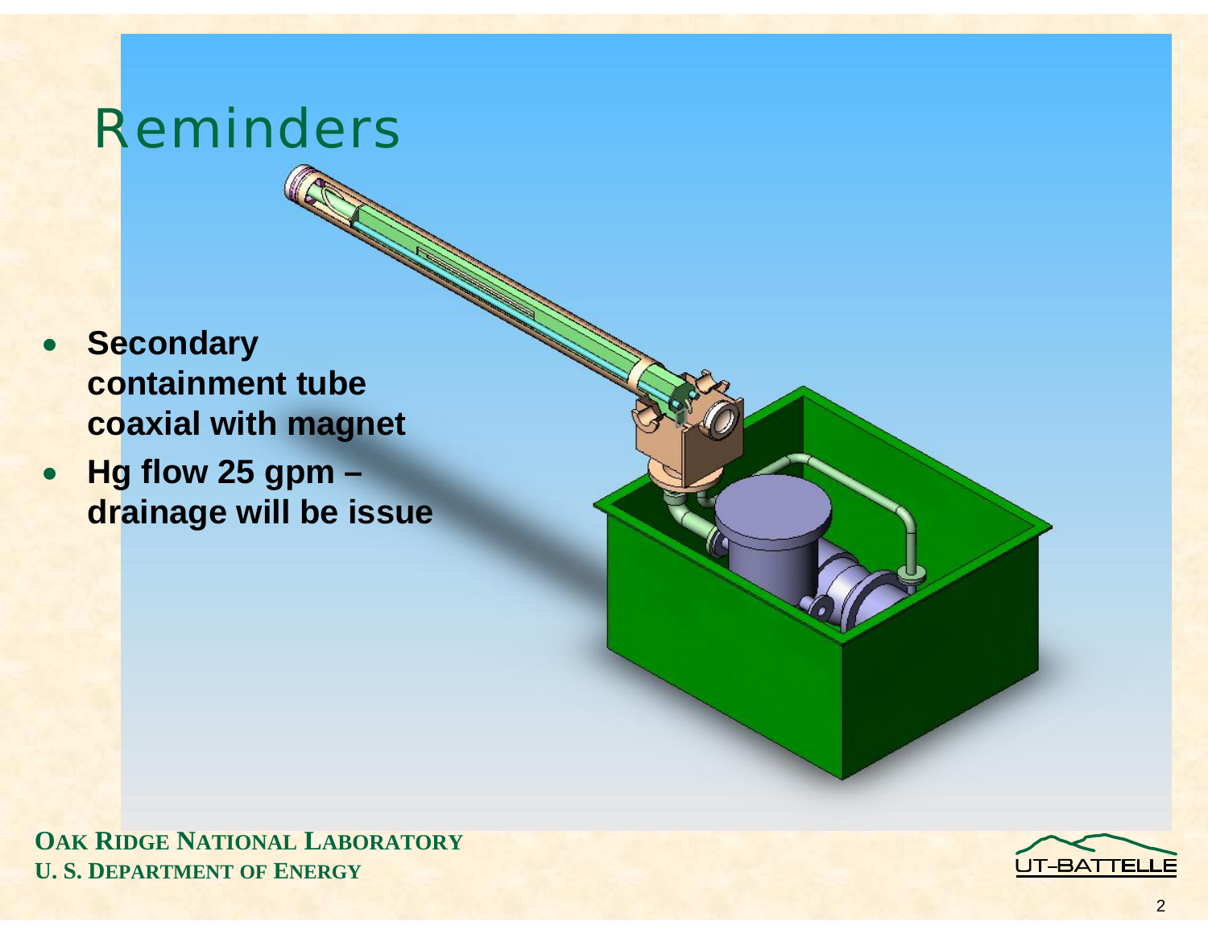# Reminders

- **Secondary containment tube coaxial with magnet**
- **Hg flow 25 gpm – drainage will be issue**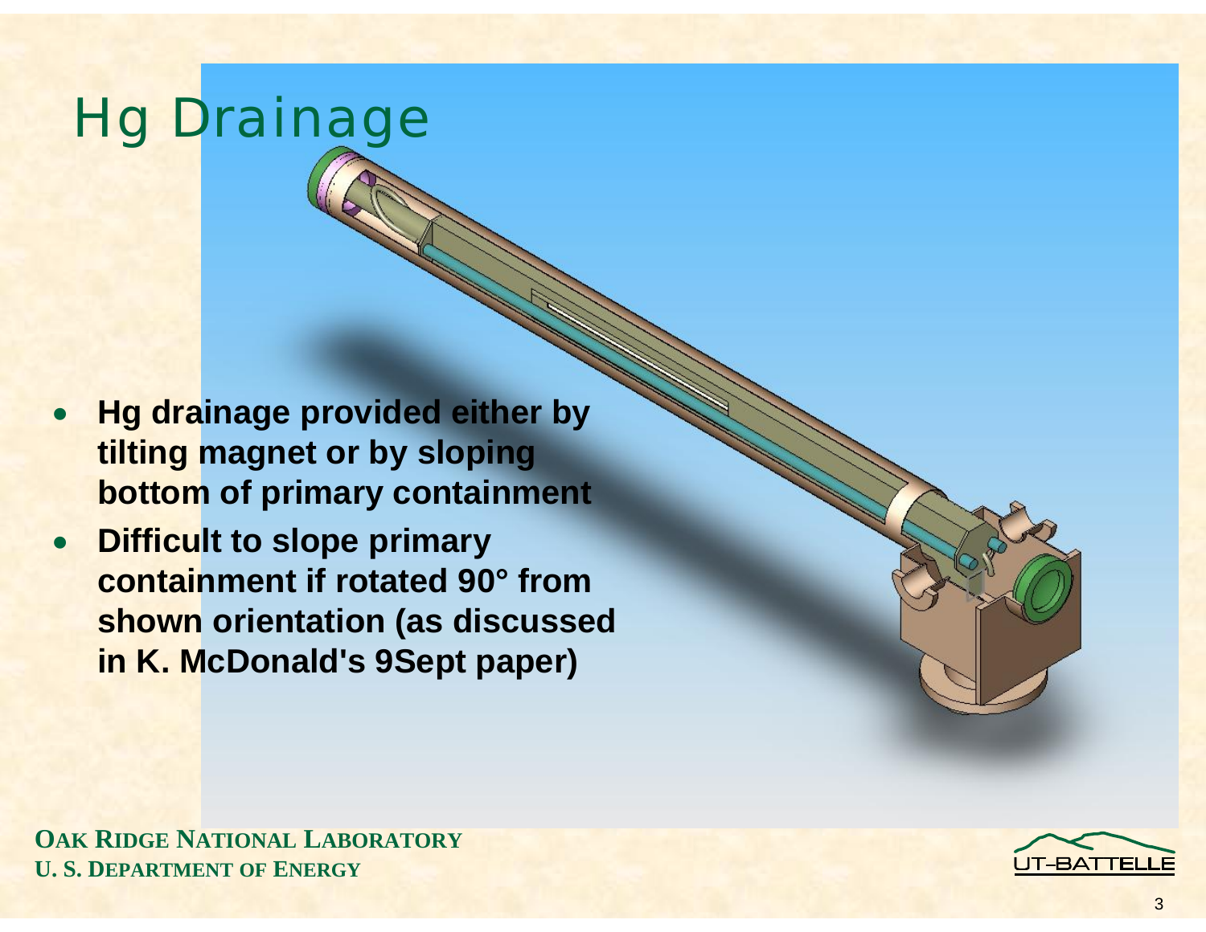# Hg Drainage

- **Hg drainage provided either by tilting magnet or by sloping bottom of primary containment**
- **Difficult to slope primary containment if rotated 90° from shown orientation (as discussed in K. McDonald's 9Sept paper)**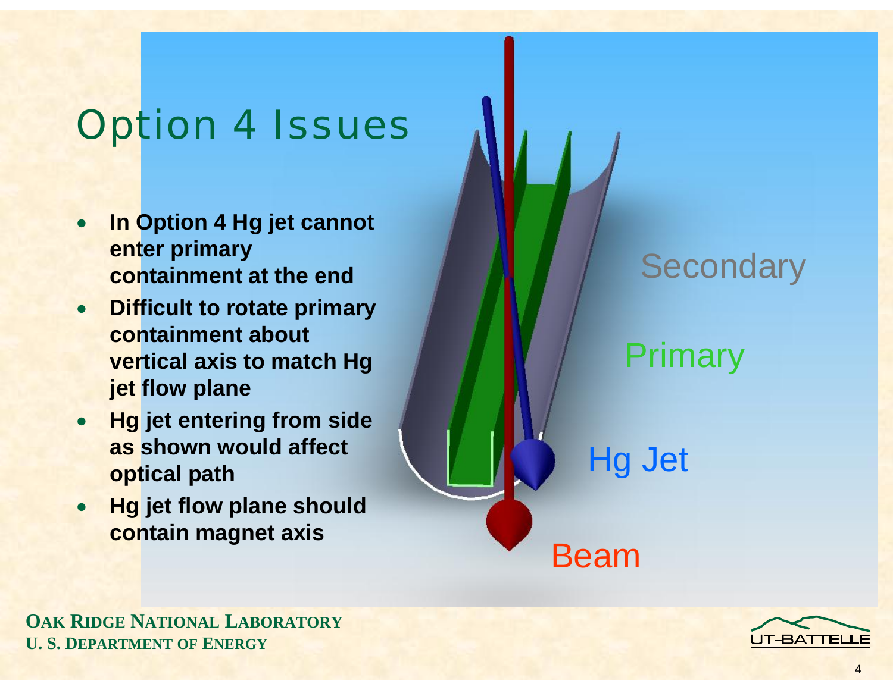# Option 4 Issues

- **In Option 4 Hg jet cannot enter primary containment at the end**
- **Difficult to rotate primary containment about vertical axis to match Hg jet flow plane**
- **Hg jet entering from side as shown would affect optical path**
- **Hg jet flow plane should contain magnet axis**

Secondary

Primary

Hg Jet

Beam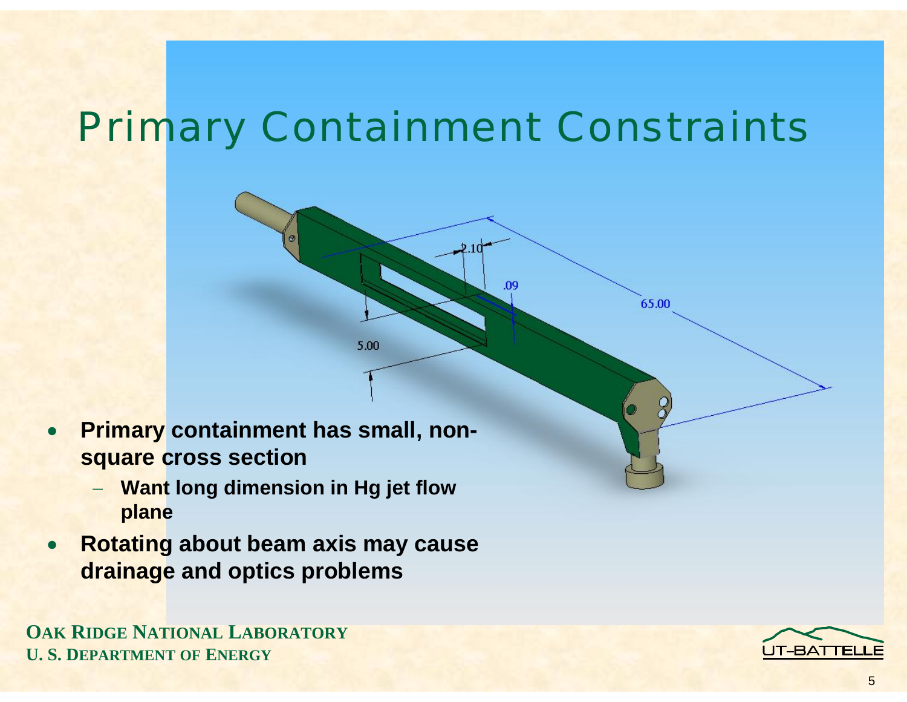# Primary Containment Constraints

- **Primary containment has small, non-square cross section**
  - **Want long dimension in Hg jet flow plane**
- **Rotating about beam axis may cause drainage and optics problems**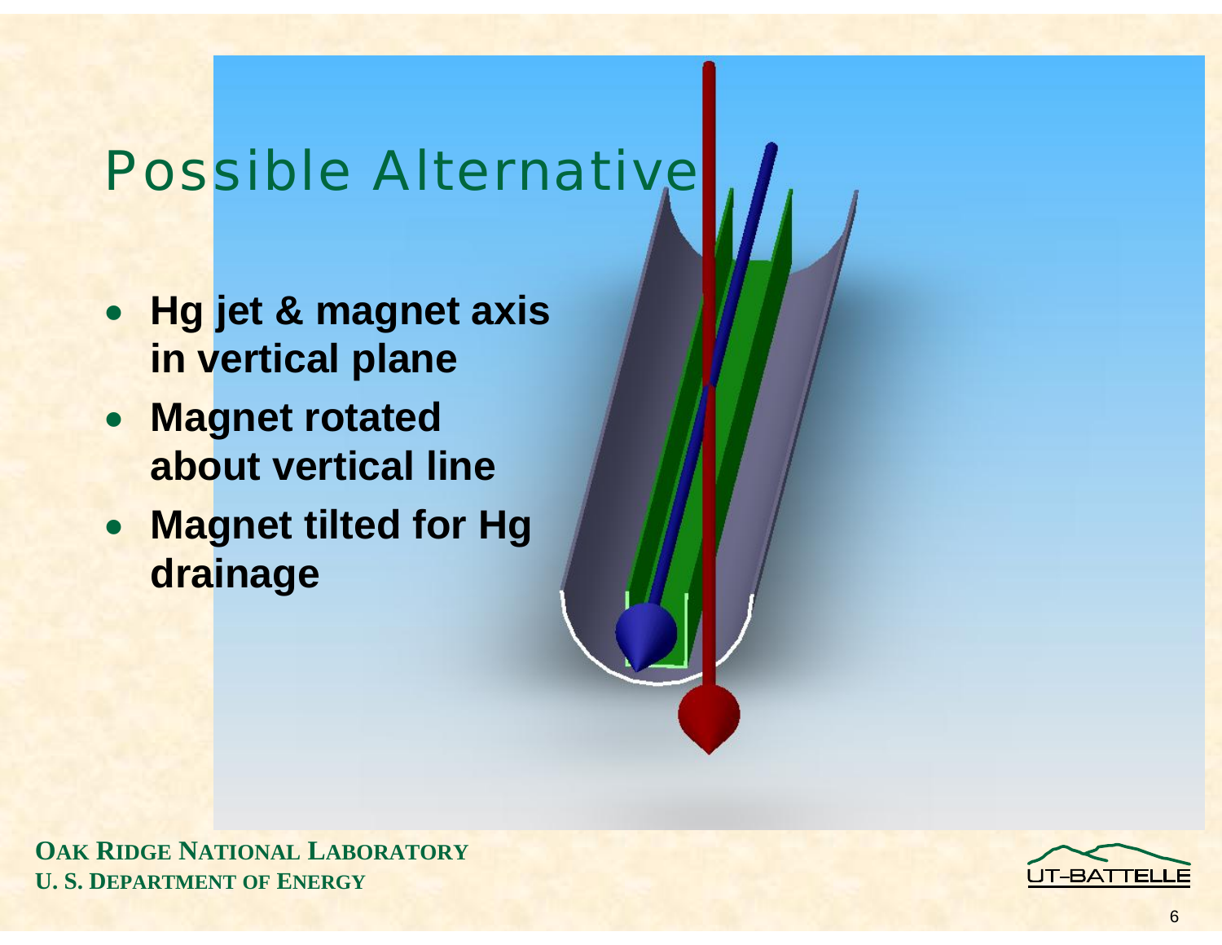# Possible Alternative

- **Hg jet & magnet axis in vertical plane**
- **Magnet rotated about vertical line**
- **Magnet tilted for Hg drainage**

**OAK RIDGE NATIONAL LABORATORY**
**U. S. DEPARTMENT OF ENERGY**